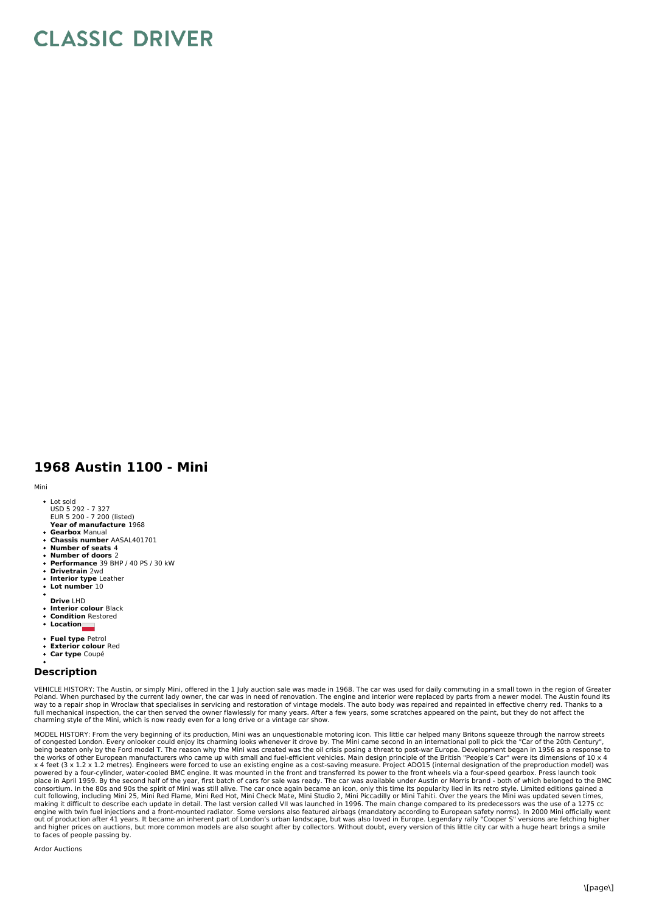# CLASSIC DRIVER

## 1968 Austin 1100 - Mini

Mini

- Lot sold
  USD 5 292 - 7 327
  EUR 5 200 - 7 200 (listed)
- **Year of manufacture** 1968
- **Gearbox** Manual
- **Chassis number** AASAL401701
- **Number of seats** 4
- **Number of doors** 2
- **Performance** 39 BHP / 40 PS / 30 kW
- **Drivetrain** 2wd
- **Interior type** Leather
- **Lot number** 10
- **Drive** LHD
- **Interior colour** Black
- **Condition** Restored
- **Location**
- **Fuel type** Petrol
- **Exterior colour** Red
- **Car type** Coupé

### Description

VEHICLE HISTORY: The Austin, or simply Mini, offered in the 1 July auction sale was made in 1968. The car was used for daily commuting in a small town in the region of Greater Poland. When purchased by the current lady owner, the car was in need of renovation. The engine and interior were replaced by parts from a newer model. The Austin found its way to a repair shop in Wroclaw that specialises in servicing and restoration of vintage models. The auto body was repaired and repainted in effective cherry red. Thanks to a full mechanical inspection, the car then served the owner flawlessly for many years. After a few years, some scratches appeared on the paint, but they do not affect the charming style of the Mini, which is now ready even for a long drive or a vintage car show.

MODEL HISTORY: From the very beginning of its production, Mini was an unquestionable motoring icon. This little car helped many Britons squeeze through the narrow streets of congested London. Every onlooker could enjoy its charming looks whenever it drove by. The Mini came second in an international poll to pick the "Car of the 20th Century", being beaten only by the Ford model T. The reason why the Mini was created was the oil crisis posing a threat to post-war Europe. Development began in 1956 as a response to the works of other European manufacturers who came up with small and fuel-efficient vehicles. Main design principle of the British "People's Car" were its dimensions of 10 x 4 x 4 feet (3 x 1.2 x 1.2 metres). Engineers were forced to use an existing engine as a cost-saving measure. Project ADO15 (internal designation of the preproduction model) was powered by a four-cylinder, water-cooled BMC engine. It was mounted in the front and transferred its power to the front wheels via a four-speed gearbox. Press launch took place in April 1959. By the second half of the year, first batch of cars for sale was ready. The car was available under Austin or Morris brand - both of which belonged to the BMC consortium. In the 80s and 90s the spirit of Mini was still alive. The car once again became an icon, only this time its popularity lied in its retro style. Limited editions gained a cult following, including Mini 25, Mini Red Flame, Mini Red Hot, Mini Check Mate, Mini Studio 2, Mini Piccadilly or Mini Tahiti. Over the years the Mini was updated seven times, making it difficult to describe each update in detail. The last version called VII was launched in 1996. The main change compared to its predecessors was the use of a 1275 cc engine with twin fuel injections and a front-mounted radiator. Some versions also featured airbags (mandatory according to European safety norms). In 2000 Mini officially went out of production after 41 years. It became an inherent part of London's urban landscape, but was also loved in Europe. Legendary rally "Cooper S" versions are fetching higher and higher prices on auctions, but more common models are also sought after by collectors. Without doubt, every version of this little city car with a huge heart brings a smile to faces of people passing by.

Ardor Auctions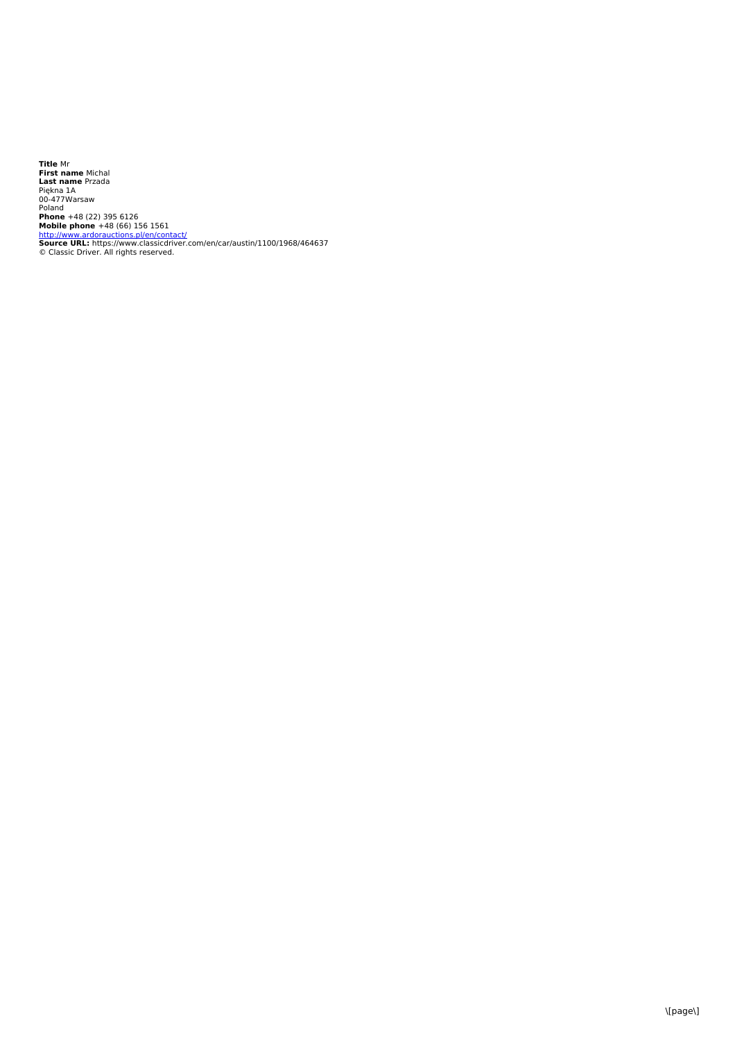**Title** Mr
**First name** Michal
**Last name** Przada
Piękna 1A
00-477Warsaw
Poland
**Phone** +48 (22) 395 6126
**Mobile phone** +48 (66) 156 1561
http://www.ardorauctions.pl/en/contact/
**Source URL:** https://www.classicdriver.com/en/car/austin/1100/1968/464637
© Classic Driver. All rights reserved.